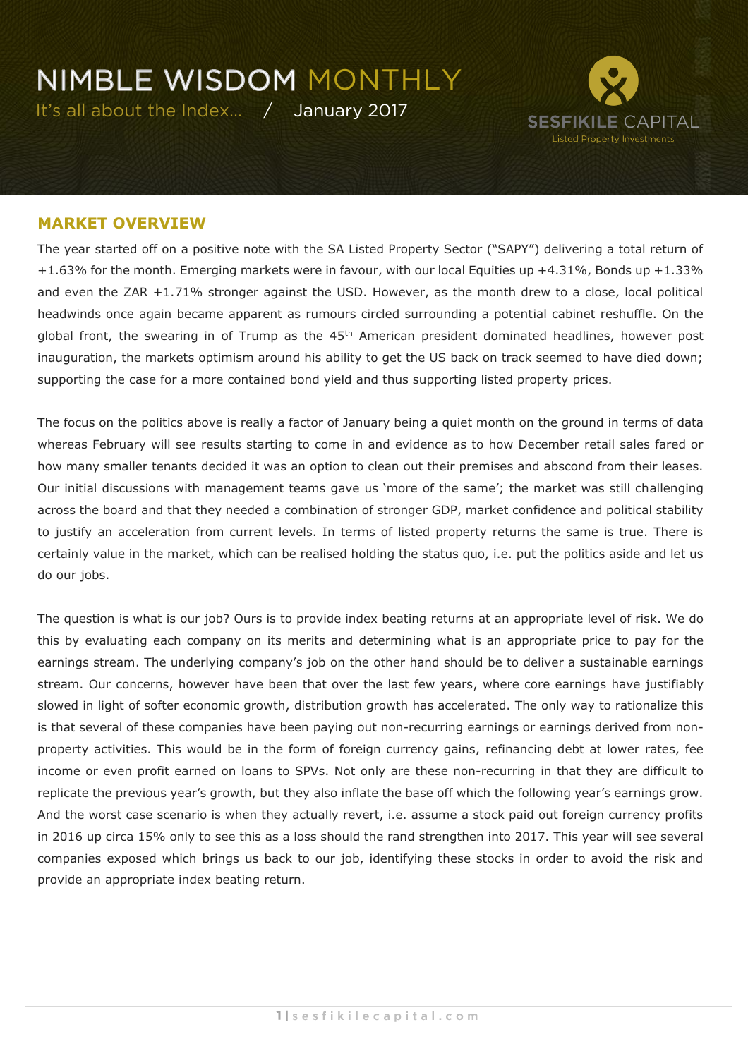# NIMBLE WISDOM MONTHLY

It's all about the Index... / January 2017

SESFIKILE CAPITAL
Listed Property Investments

## MARKET OVERVIEW

The year started off on a positive note with the SA Listed Property Sector ("SAPY") delivering a total return of +1.63% for the month. Emerging markets were in favour, with our local Equities up +4.31%, Bonds up +1.33% and even the ZAR +1.71% stronger against the USD. However, as the month drew to a close, local political headwinds once again became apparent as rumours circled surrounding a potential cabinet reshuffle. On the global front, the swearing in of Trump as the 45th American president dominated headlines, however post inauguration, the markets optimism around his ability to get the US back on track seemed to have died down; supporting the case for a more contained bond yield and thus supporting listed property prices.

The focus on the politics above is really a factor of January being a quiet month on the ground in terms of data whereas February will see results starting to come in and evidence as to how December retail sales fared or how many smaller tenants decided it was an option to clean out their premises and abscond from their leases. Our initial discussions with management teams gave us 'more of the same'; the market was still challenging across the board and that they needed a combination of stronger GDP, market confidence and political stability to justify an acceleration from current levels. In terms of listed property returns the same is true. There is certainly value in the market, which can be realised holding the status quo, i.e. put the politics aside and let us do our jobs.

The question is what is our job? Ours is to provide index beating returns at an appropriate level of risk. We do this by evaluating each company on its merits and determining what is an appropriate price to pay for the earnings stream. The underlying company's job on the other hand should be to deliver a sustainable earnings stream. Our concerns, however have been that over the last few years, where core earnings have justifiably slowed in light of softer economic growth, distribution growth has accelerated. The only way to rationalize this is that several of these companies have been paying out non-recurring earnings or earnings derived from non-property activities. This would be in the form of foreign currency gains, refinancing debt at lower rates, fee income or even profit earned on loans to SPVs. Not only are these non-recurring in that they are difficult to replicate the previous year's growth, but they also inflate the base off which the following year's earnings grow. And the worst case scenario is when they actually revert, i.e. assume a stock paid out foreign currency profits in 2016 up circa 15% only to see this as a loss should the rand strengthen into 2017. This year will see several companies exposed which brings us back to our job, identifying these stocks in order to avoid the risk and provide an appropriate index beating return.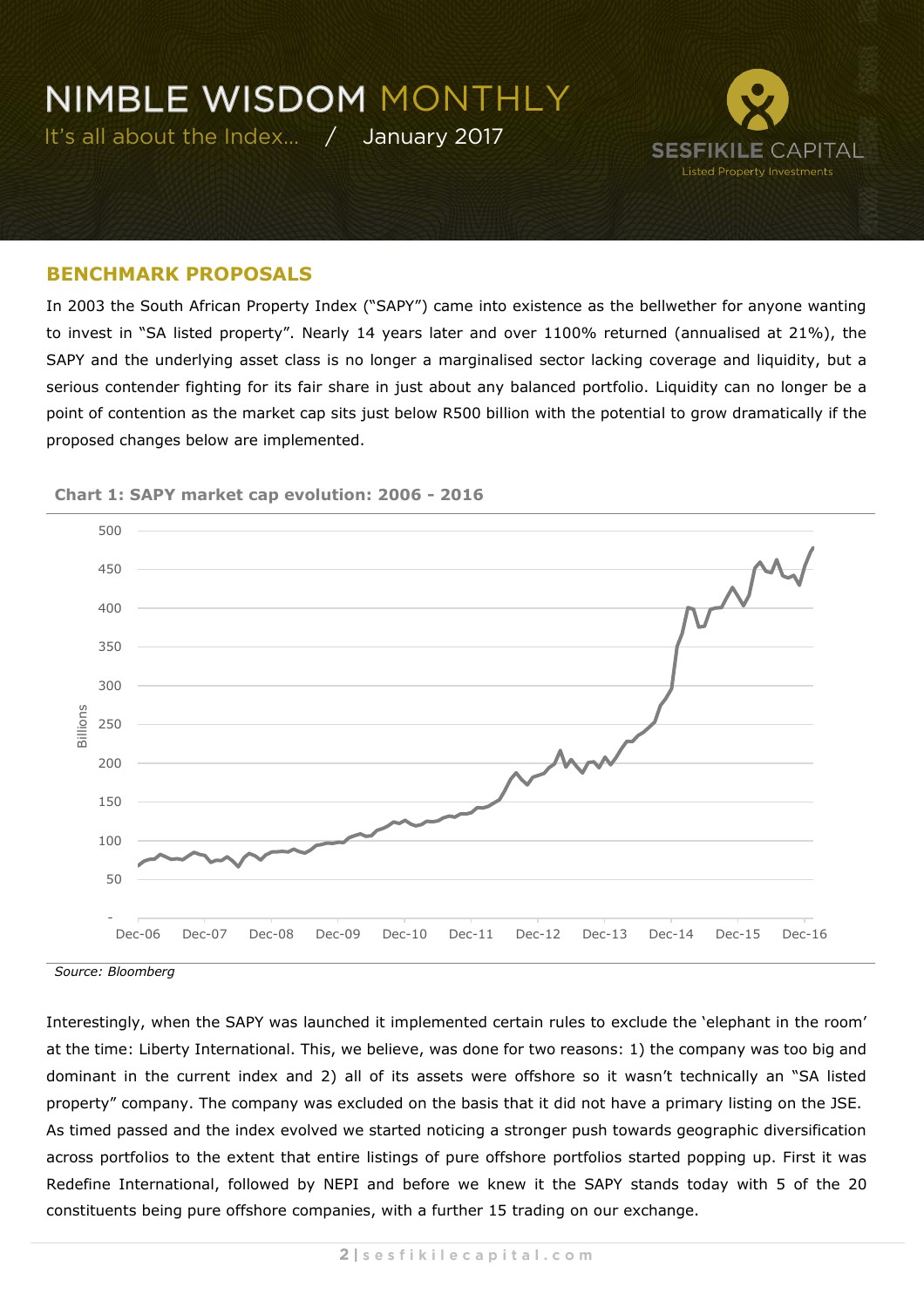# NIMBLE WISDOM MONTHLY

It's all about the Index... / January 2017

## BENCHMARK PROPOSALS

In 2003 the South African Property Index ("SAPY") came into existence as the bellwether for anyone wanting to invest in "SA listed property". Nearly 14 years later and over 1100% returned (annualised at 21%), the SAPY and the underlying asset class is no longer a marginalised sector lacking coverage and liquidity, but a serious contender fighting for its fair share in just about any balanced portfolio. Liquidity can no longer be a point of contention as the market cap sits just below R500 billion with the potential to grow dramatically if the proposed changes below are implemented.

**Chart 1: SAPY market cap evolution: 2006 - 2016**

*Source: Bloomberg*

Interestingly, when the SAPY was launched it implemented certain rules to exclude the 'elephant in the room' at the time: Liberty International. This, we believe, was done for two reasons: 1) the company was too big and dominant in the current index and 2) all of its assets were offshore so it wasn't technically an "SA listed property" company. The company was excluded on the basis that it did not have a primary listing on the JSE. As timed passed and the index evolved we started noticing a stronger push towards geographic diversification across portfolios to the extent that entire listings of pure offshore portfolios started popping up. First it was Redefine International, followed by NEPI and before we knew it the SAPY stands today with 5 of the 20 constituents being pure offshore companies, with a further 15 trading on our exchange.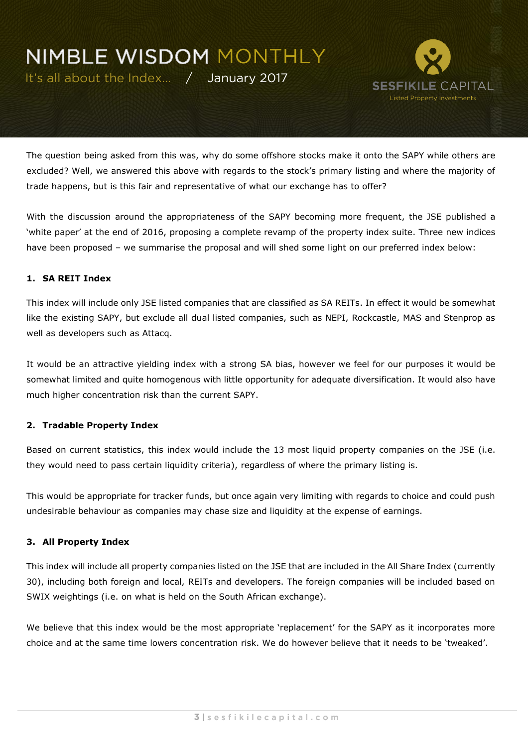The question being asked from this was, why do some offshore stocks make it onto the SAPY while others are excluded? Well, we answered this above with regards to the stock's primary listing and where the majority of trade happens, but is this fair and representative of what our exchange has to offer?

With the discussion around the appropriateness of the SAPY becoming more frequent, the JSE published a 'white paper' at the end of 2016, proposing a complete revamp of the property index suite. Three new indices have been proposed – we summarise the proposal and will shed some light on our preferred index below:

**1. SA REIT Index**

This index will include only JSE listed companies that are classified as SA REITs. In effect it would be somewhat like the existing SAPY, but exclude all dual listed companies, such as NEPI, Rockcastle, MAS and Stenprop as well as developers such as Attacq.

It would be an attractive yielding index with a strong SA bias, however we feel for our purposes it would be somewhat limited and quite homogenous with little opportunity for adequate diversification. It would also have much higher concentration risk than the current SAPY.

**2. Tradable Property Index**

Based on current statistics, this index would include the 13 most liquid property companies on the JSE (i.e. they would need to pass certain liquidity criteria), regardless of where the primary listing is.

This would be appropriate for tracker funds, but once again very limiting with regards to choice and could push undesirable behaviour as companies may chase size and liquidity at the expense of earnings.

**3. All Property Index**

This index will include all property companies listed on the JSE that are included in the All Share Index (currently 30), including both foreign and local, REITs and developers. The foreign companies will be included based on SWIX weightings (i.e. on what is held on the South African exchange).

We believe that this index would be the most appropriate 'replacement' for the SAPY as it incorporates more choice and at the same time lowers concentration risk. We do however believe that it needs to be 'tweaked'.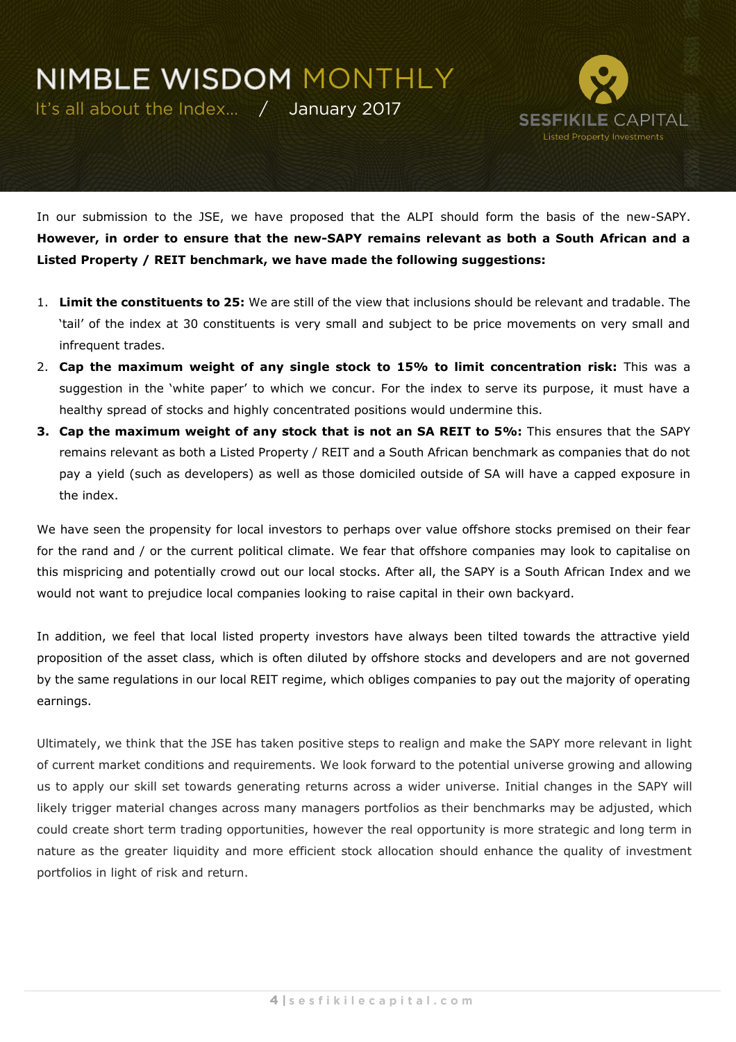In our submission to the JSE, we have proposed that the ALPI should form the basis of the new-SAPY. **However, in order to ensure that the new-SAPY remains relevant as both a South African and a Listed Property / REIT benchmark, we have made the following suggestions:**

1. **Limit the constituents to 25:** We are still of the view that inclusions should be relevant and tradable. The 'tail' of the index at 30 constituents is very small and subject to be price movements on very small and infrequent trades.
2. **Cap the maximum weight of any single stock to 15% to limit concentration risk:** This was a suggestion in the 'white paper' to which we concur. For the index to serve its purpose, it must have a healthy spread of stocks and highly concentrated positions would undermine this.
3. **Cap the maximum weight of any stock that is not an SA REIT to 5%:** This ensures that the SAPY remains relevant as both a Listed Property / REIT and a South African benchmark as companies that do not pay a yield (such as developers) as well as those domiciled outside of SA will have a capped exposure in the index.

We have seen the propensity for local investors to perhaps over value offshore stocks premised on their fear for the rand and / or the current political climate. We fear that offshore companies may look to capitalise on this mispricing and potentially crowd out our local stocks. After all, the SAPY is a South African Index and we would not want to prejudice local companies looking to raise capital in their own backyard.

In addition, we feel that local listed property investors have always been tilted towards the attractive yield proposition of the asset class, which is often diluted by offshore stocks and developers and are not governed by the same regulations in our local REIT regime, which obliges companies to pay out the majority of operating earnings.

Ultimately, we think that the JSE has taken positive steps to realign and make the SAPY more relevant in light of current market conditions and requirements. We look forward to the potential universe growing and allowing us to apply our skill set towards generating returns across a wider universe. Initial changes in the SAPY will likely trigger material changes across many managers portfolios as their benchmarks may be adjusted, which could create short term trading opportunities, however the real opportunity is more strategic and long term in nature as the greater liquidity and more efficient stock allocation should enhance the quality of investment portfolios in light of risk and return.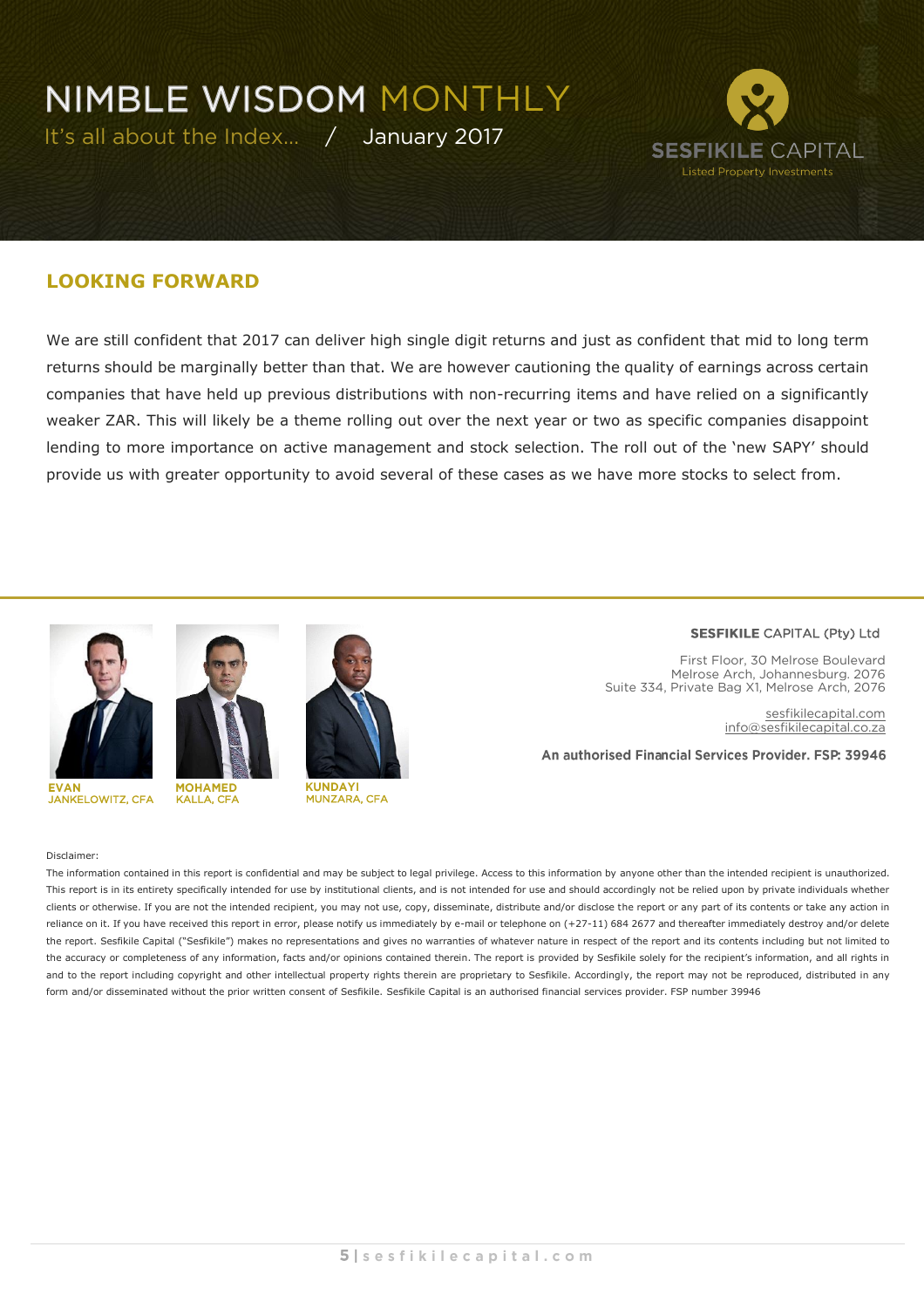# NIMBLE WISDOM MONTHLY

It's all about the Index... / January 2017

SESFIKILE CAPITAL
Listed Property Investments

## LOOKING FORWARD

We are still confident that 2017 can deliver high single digit returns and just as confident that mid to long term returns should be marginally better than that. We are however cautioning the quality of earnings across certain companies that have held up previous distributions with non-recurring items and have relied on a significantly weaker ZAR. This will likely be a theme rolling out over the next year or two as specific companies disappoint lending to more importance on active management and stock selection. The roll out of the 'new SAPY' should provide us with greater opportunity to avoid several of these cases as we have more stocks to select from.

**EVAN JANKELOWITZ, CFA**

**MOHAMED KALLA, CFA**

**KUNDAYI MUNZARA, CFA**

**SESFIKILE CAPITAL (Pty) Ltd**

First Floor, 30 Melrose Boulevard
Melrose Arch, Johannesburg. 2076
Suite 334, Private Bag X1, Melrose Arch, 2076

sesfikilecapital.com
info@sesfikilecapital.co.za

**An authorised Financial Services Provider. FSP: 39946**

Disclaimer:

The information contained in this report is confidential and may be subject to legal privilege. Access to this information by anyone other than the intended recipient is unauthorized. This report is in its entirety specifically intended for use by institutional clients, and is not intended for use and should accordingly not be relied upon by private individuals whether clients or otherwise. If you are not the intended recipient, you may not use, copy, disseminate, distribute and/or disclose the report or any part of its contents or take any action in reliance on it. If you have received this report in error, please notify us immediately by e-mail or telephone on (+27-11) 684 2677 and thereafter immediately destroy and/or delete the report. Sesfikile Capital ("Sesfikile") makes no representations and gives no warranties of whatever nature in respect of the report and its contents including but not limited to the accuracy or completeness of any information, facts and/or opinions contained therein. The report is provided by Sesfikile solely for the recipient's information, and all rights in and to the report including copyright and other intellectual property rights therein are proprietary to Sesfikile. Accordingly, the report may not be reproduced, distributed in any form and/or disseminated without the prior written consent of Sesfikile. Sesfikile Capital is an authorised financial services provider. FSP number 39946